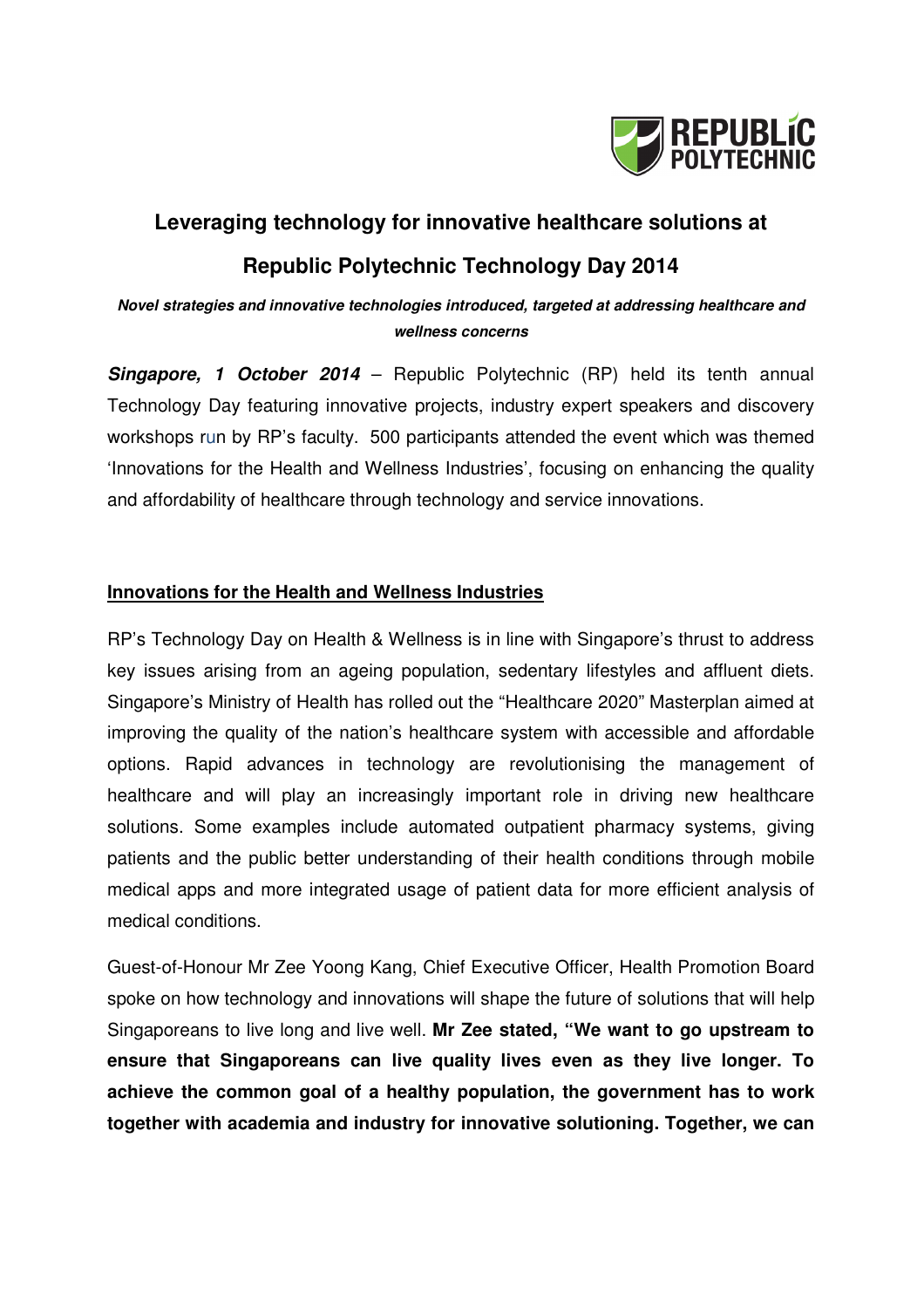# Leveraging technology for innovative healthcare solutions at Republic Polytechnic Technology Day 2014

***Novel strategies and innovative technologies introduced, targeted at addressing healthcare and wellness concerns***

***Singapore, 1 October 2014*** – Republic Polytechnic (RP) held its tenth annual Technology Day featuring innovative projects, industry expert speakers and discovery workshops run by RP's faculty. 500 participants attended the event which was themed 'Innovations for the Health and Wellness Industries', focusing on enhancing the quality and affordability of healthcare through technology and service innovations.

## Innovations for the Health and Wellness Industries

RP's Technology Day on Health & Wellness is in line with Singapore's thrust to address key issues arising from an ageing population, sedentary lifestyles and affluent diets. Singapore's Ministry of Health has rolled out the "Healthcare 2020" Masterplan aimed at improving the quality of the nation's healthcare system with accessible and affordable options. Rapid advances in technology are revolutionising the management of healthcare and will play an increasingly important role in driving new healthcare solutions. Some examples include automated outpatient pharmacy systems, giving patients and the public better understanding of their health conditions through mobile medical apps and more integrated usage of patient data for more efficient analysis of medical conditions.

Guest-of-Honour Mr Zee Yoong Kang, Chief Executive Officer, Health Promotion Board spoke on how technology and innovations will shape the future of solutions that will help Singaporeans to live long and live well. **Mr Zee stated, "We want to go upstream to ensure that Singaporeans can live quality lives even as they live longer. To achieve the common goal of a healthy population, the government has to work together with academia and industry for innovative solutioning. Together, we can**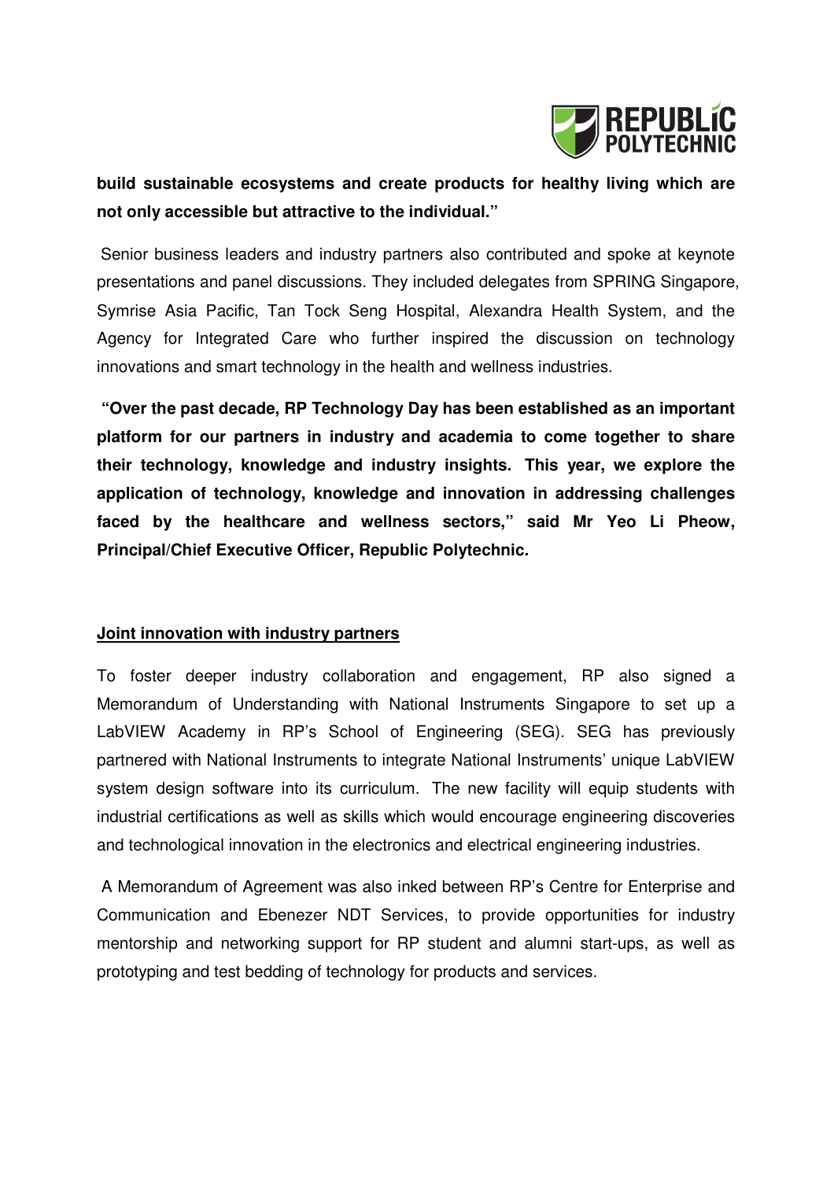**build sustainable ecosystems and create products for healthy living which are not only accessible but attractive to the individual."**

Senior business leaders and industry partners also contributed and spoke at keynote presentations and panel discussions. They included delegates from SPRING Singapore, Symrise Asia Pacific, Tan Tock Seng Hospital, Alexandra Health System, and the Agency for Integrated Care who further inspired the discussion on technology innovations and smart technology in the health and wellness industries.

**"Over the past decade, RP Technology Day has been established as an important platform for our partners in industry and academia to come together to share their technology, knowledge and industry insights. This year, we explore the application of technology, knowledge and innovation in addressing challenges faced by the healthcare and wellness sectors," said Mr Yeo Li Pheow, Principal/Chief Executive Officer, Republic Polytechnic.**

**Joint innovation with industry partners**

To foster deeper industry collaboration and engagement, RP also signed a Memorandum of Understanding with National Instruments Singapore to set up a LabVIEW Academy in RP's School of Engineering (SEG). SEG has previously partnered with National Instruments to integrate National Instruments' unique LabVIEW system design software into its curriculum. The new facility will equip students with industrial certifications as well as skills which would encourage engineering discoveries and technological innovation in the electronics and electrical engineering industries.

A Memorandum of Agreement was also inked between RP's Centre for Enterprise and Communication and Ebenezer NDT Services, to provide opportunities for industry mentorship and networking support for RP student and alumni start-ups, as well as prototyping and test bedding of technology for products and services.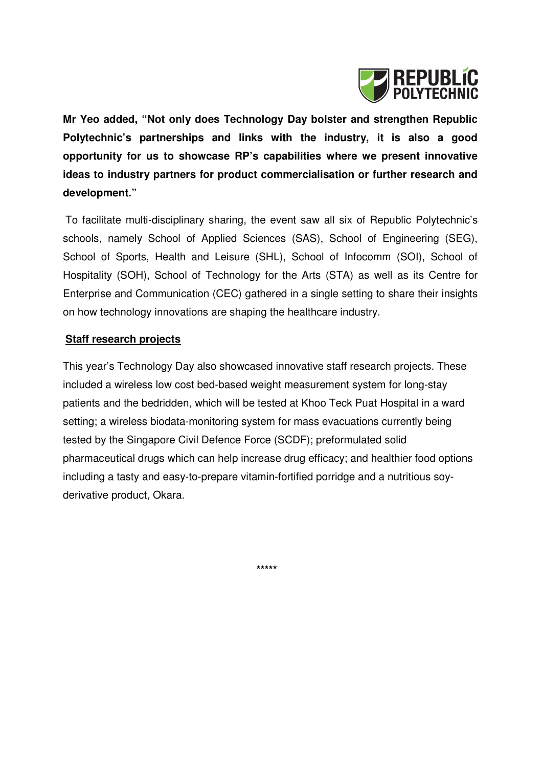**Mr Yeo added, "Not only does Technology Day bolster and strengthen Republic Polytechnic's partnerships and links with the industry, it is also a good opportunity for us to showcase RP's capabilities where we present innovative ideas to industry partners for product commercialisation or further research and development."**

To facilitate multi-disciplinary sharing, the event saw all six of Republic Polytechnic's schools, namely School of Applied Sciences (SAS), School of Engineering (SEG), School of Sports, Health and Leisure (SHL), School of Infocomm (SOI), School of Hospitality (SOH), School of Technology for the Arts (STA) as well as its Centre for Enterprise and Communication (CEC) gathered in a single setting to share their insights on how technology innovations are shaping the healthcare industry.

**Staff research projects**

This year's Technology Day also showcased innovative staff research projects. These included a wireless low cost bed-based weight measurement system for long-stay patients and the bedridden, which will be tested at Khoo Teck Puat Hospital in a ward setting; a wireless biodata-monitoring system for mass evacuations currently being tested by the Singapore Civil Defence Force (SCDF); preformulated solid pharmaceutical drugs which can help increase drug efficacy; and healthier food options including a tasty and easy-to-prepare vitamin-fortified porridge and a nutritious soy-derivative product, Okara.

*****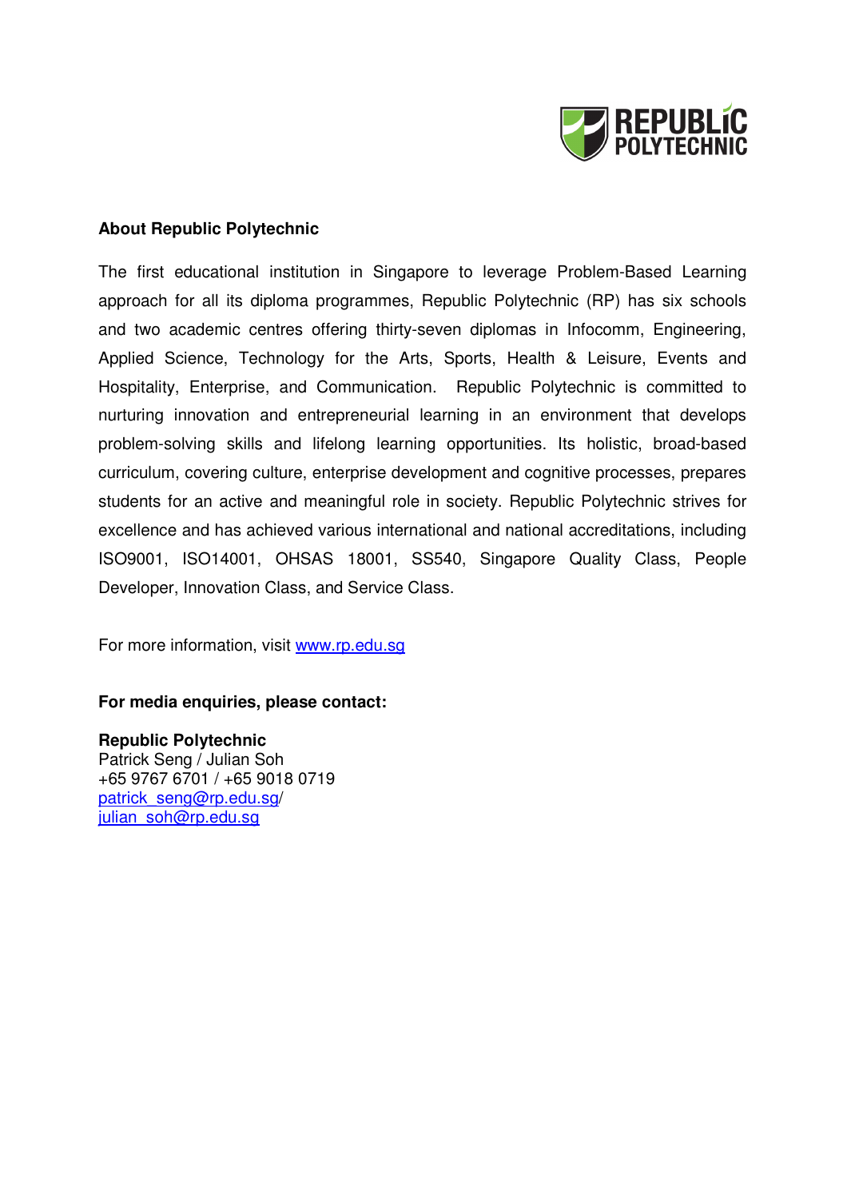**About Republic Polytechnic**

The first educational institution in Singapore to leverage Problem-Based Learning approach for all its diploma programmes, Republic Polytechnic (RP) has six schools and two academic centres offering thirty-seven diplomas in Infocomm, Engineering, Applied Science, Technology for the Arts, Sports, Health & Leisure, Events and Hospitality, Enterprise, and Communication. Republic Polytechnic is committed to nurturing innovation and entrepreneurial learning in an environment that develops problem-solving skills and lifelong learning opportunities. Its holistic, broad-based curriculum, covering culture, enterprise development and cognitive processes, prepares students for an active and meaningful role in society. Republic Polytechnic strives for excellence and has achieved various international and national accreditations, including ISO9001, ISO14001, OHSAS 18001, SS540, Singapore Quality Class, People Developer, Innovation Class, and Service Class.

For more information, visit www.rp.edu.sg

**For media enquiries, please contact:**

**Republic Polytechnic**
Patrick Seng / Julian Soh
+65 9767 6701 / +65 9018 0719
patrick_seng@rp.edu.sg/
julian_soh@rp.edu.sg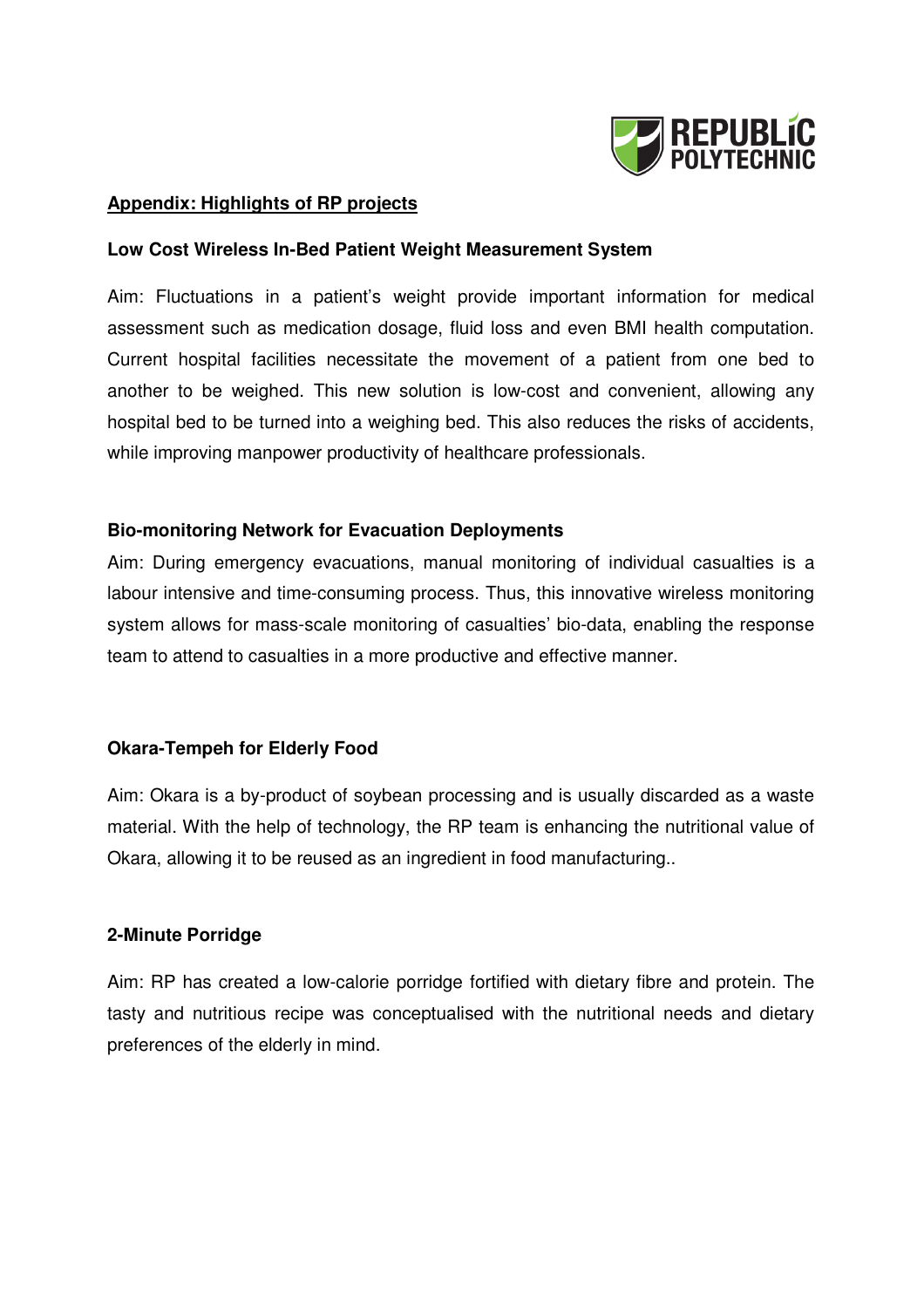**Appendix: Highlights of RP projects**

**Low Cost Wireless In-Bed Patient Weight Measurement System**

Aim: Fluctuations in a patient's weight provide important information for medical assessment such as medication dosage, fluid loss and even BMI health computation. Current hospital facilities necessitate the movement of a patient from one bed to another to be weighed. This new solution is low-cost and convenient, allowing any hospital bed to be turned into a weighing bed. This also reduces the risks of accidents, while improving manpower productivity of healthcare professionals.

**Bio-monitoring Network for Evacuation Deployments**

Aim: During emergency evacuations, manual monitoring of individual casualties is a labour intensive and time-consuming process. Thus, this innovative wireless monitoring system allows for mass-scale monitoring of casualties' bio-data, enabling the response team to attend to casualties in a more productive and effective manner.

**Okara-Tempeh for Elderly Food**

Aim: Okara is a by-product of soybean processing and is usually discarded as a waste material. With the help of technology, the RP team is enhancing the nutritional value of Okara, allowing it to be reused as an ingredient in food manufacturing..

**2-Minute Porridge**

Aim: RP has created a low-calorie porridge fortified with dietary fibre and protein. The tasty and nutritious recipe was conceptualised with the nutritional needs and dietary preferences of the elderly in mind.